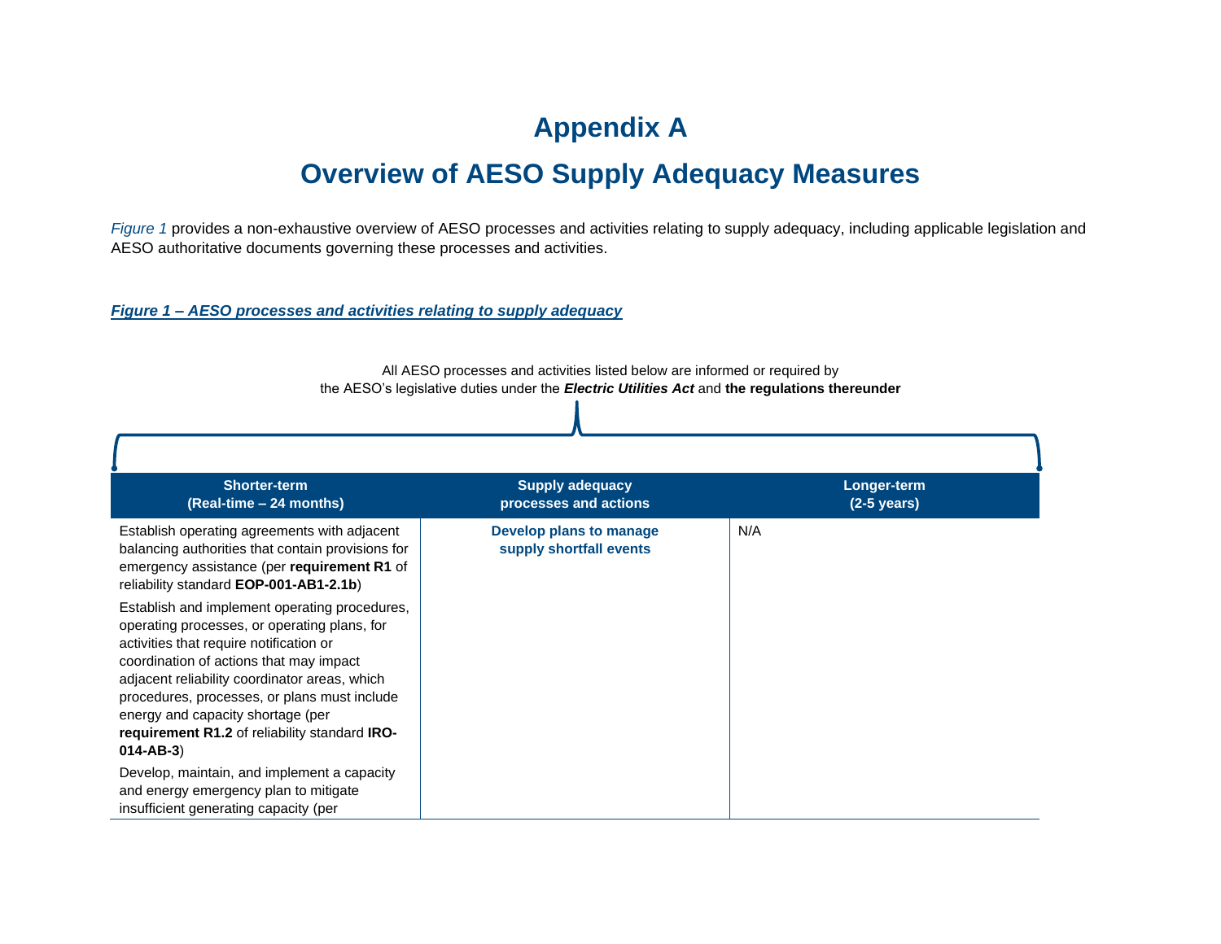# Appendix A

# Overview of AESO Supply Adequacy Measures

*Figure 1* provides a non-exhaustive overview of AESO processes and activities relating to supply adequacy, including applicable legislation and AESO authoritative documents governing these processes and activities.

***Figure 1 – AESO processes and activities relating to supply adequacy***

All AESO processes and activities listed below are informed or required by the AESO's legislative duties under the ***Electric Utilities Act*** and **the regulations thereunder**

| Shorter-term (Real-time – 24 months) | Supply adequacy processes and actions | Longer-term (2-5 years) |
|---|---|---|
| Establish operating agreements with adjacent balancing authorities that contain provisions for emergency assistance (per **requirement R1** of reliability standard **EOP-001-AB1-2.1b**)<br><br>Establish and implement operating procedures, operating processes, or operating plans, for activities that require notification or coordination of actions that may impact adjacent reliability coordinator areas, which procedures, processes, or plans must include energy and capacity shortage (per **requirement R1.2** of reliability standard **IRO-014-AB-3**)<br><br>Develop, maintain, and implement a capacity and energy emergency plan to mitigate insufficient generating capacity (per | **Develop plans to manage supply shortfall events** | N/A |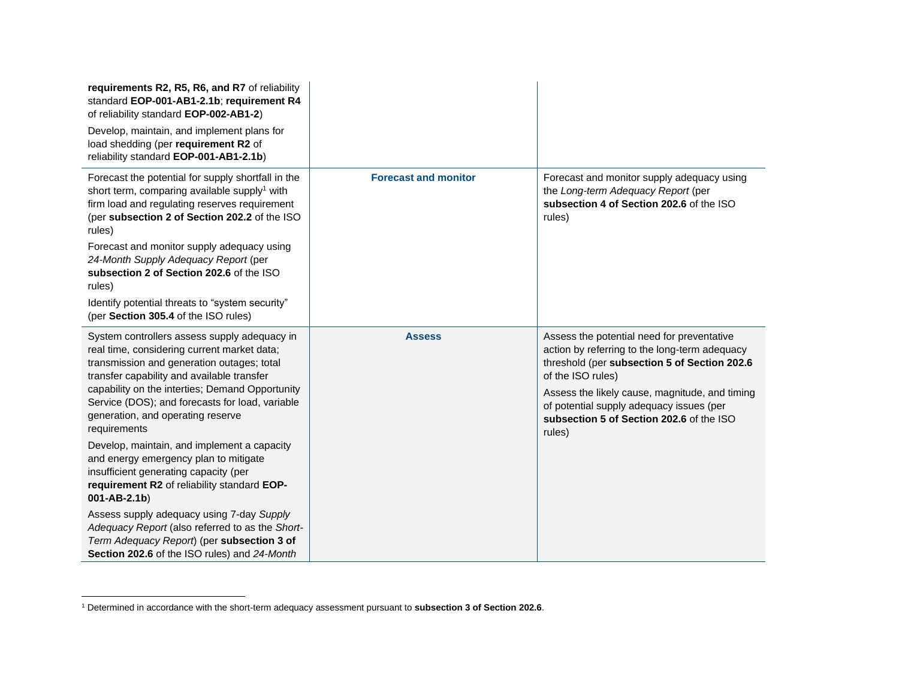| | | |
|---|---|---|
| **requirements R2, R5, R6, and R7** of reliability standard **EOP-001-AB1-2.1b**; **requirement R4** of reliability standard **EOP-002-AB1-2**)<br><br>Develop, maintain, and implement plans for load shedding (per **requirement R2** of reliability standard **EOP-001-AB1-2.1b**) | | |
| Forecast the potential for supply shortfall in the short term, comparing available supply[1] with firm load and regulating reserves requirement (per **subsection 2 of Section 202.2** of the ISO rules)<br><br>Forecast and monitor supply adequacy using *24-Month Supply Adequacy Report* (per **subsection 2 of Section 202.6** of the ISO rules)<br><br>Identify potential threats to "system security" (per **Section 305.4** of the ISO rules) | **Forecast and monitor** | Forecast and monitor supply adequacy using the *Long-term Adequacy Report* (per **subsection 4 of Section 202.6** of the ISO rules) |
| System controllers assess supply adequacy in real time, considering current market data; transmission and generation outages; total transfer capability and available transfer capability on the interties; Demand Opportunity Service (DOS); and forecasts for load, variable generation, and operating reserve requirements<br><br>Develop, maintain, and implement a capacity and energy emergency plan to mitigate insufficient generating capacity (per **requirement R2** of reliability standard **EOP-001-AB-2.1b**)<br><br>Assess supply adequacy using 7-day *Supply Adequacy Report* (also referred to as the *Short-Term Adequacy Report*) (per **subsection 3 of Section 202.6** of the ISO rules) and *24-Month* | **Assess** | Assess the potential need for preventative action by referring to the long-term adequacy threshold (per **subsection 5 of Section 202.6** of the ISO rules)<br><br>Assess the likely cause, magnitude, and timing of potential supply adequacy issues (per **subsection 5 of Section 202.6** of the ISO rules) |

[1] Determined in accordance with the short-term adequacy assessment pursuant to **subsection 3 of Section 202.6**.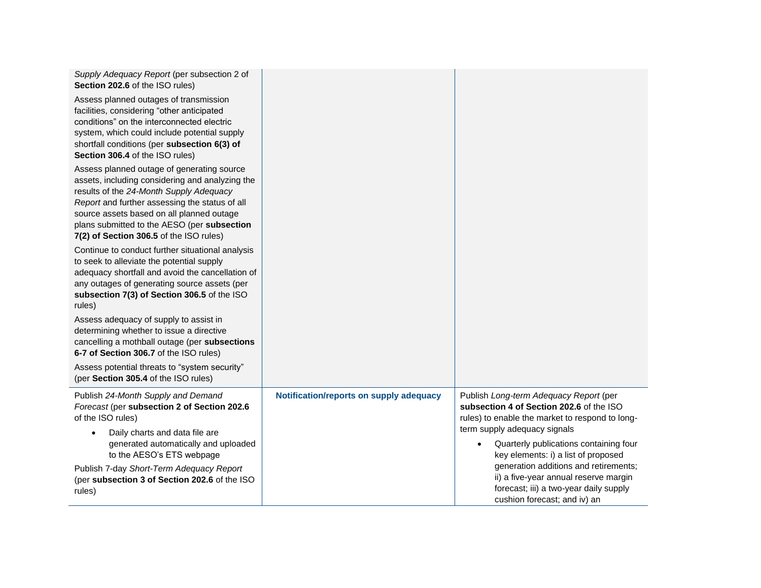| | | |
|---|---|---|
| *Supply Adequacy Report* (per subsection 2 of **Section 202.6** of the ISO rules)<br><br>Assess planned outages of transmission facilities, considering "other anticipated conditions" on the interconnected electric system, which could include potential supply shortfall conditions (per **subsection 6(3) of Section 306.4** of the ISO rules)<br><br>Assess planned outage of generating source assets, including considering and analyzing the results of the *24-Month Supply Adequacy Report* and further assessing the status of all source assets based on all planned outage plans submitted to the AESO (per **subsection 7(2) of Section 306.5** of the ISO rules)<br><br>Continue to conduct further situational analysis to seek to alleviate the potential supply adequacy shortfall and avoid the cancellation of any outages of generating source assets (per **subsection 7(3) of Section 306.5** of the ISO rules)<br><br>Assess adequacy of supply to assist in determining whether to issue a directive cancelling a mothball outage (per **subsections 6-7 of Section 306.7** of the ISO rules)<br><br>Assess potential threats to "system security" (per **Section 305.4** of the ISO rules) | | |
| Publish *24-Month Supply and Demand Forecast* (per **subsection 2 of Section 202.6** of the ISO rules)<br><br>• Daily charts and data file are generated automatically and uploaded to the AESO's ETS webpage<br><br>Publish 7-day *Short-Term Adequacy Report* (per **subsection 3 of Section 202.6** of the ISO rules) | **Notification/reports on supply adequacy** | Publish *Long-term Adequacy Report* (per **subsection 4 of Section 202.6** of the ISO rules) to enable the market to respond to long-term supply adequacy signals<br><br>• Quarterly publications containing four key elements: i) a list of proposed generation additions and retirements; ii) a five-year annual reserve margin forecast; iii) a two-year daily supply cushion forecast; and iv) an |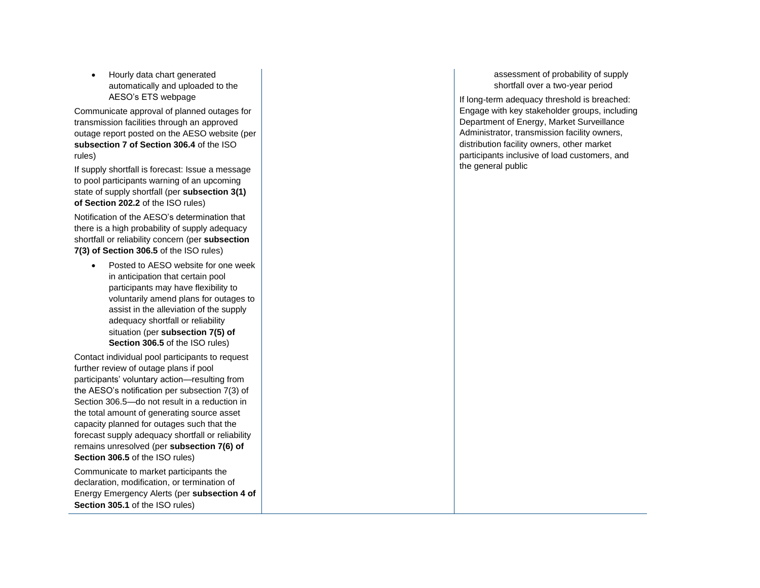| | | |
|---|---|---|
| • Hourly data chart generated automatically and uploaded to the AESO's ETS webpage<br><br>Communicate approval of planned outages for transmission facilities through an approved outage report posted on the AESO website (per **subsection 7 of Section 306.4** of the ISO rules)<br><br>If supply shortfall is forecast: Issue a message to pool participants warning of an upcoming state of supply shortfall (per **subsection 3(1) of Section 202.2** of the ISO rules)<br><br>Notification of the AESO's determination that there is a high probability of supply adequacy shortfall or reliability concern (per **subsection 7(3) of Section 306.5** of the ISO rules)<br><br>• Posted to AESO website for one week in anticipation that certain pool participants may have flexibility to voluntarily amend plans for outages to assist in the alleviation of the supply adequacy shortfall or reliability situation (per **subsection 7(5) of Section 306.5** of the ISO rules)<br><br>Contact individual pool participants to request further review of outage plans if pool participants' voluntary action—resulting from the AESO's notification per subsection 7(3) of Section 306.5—do not result in a reduction in the total amount of generating source asset capacity planned for outages such that the forecast supply adequacy shortfall or reliability remains unresolved (per **subsection 7(6) of Section 306.5** of the ISO rules)<br><br>Communicate to market participants the declaration, modification, or termination of Energy Emergency Alerts (per **subsection 4 of Section 305.1** of the ISO rules) | | assessment of probability of supply shortfall over a two-year period<br><br>If long-term adequacy threshold is breached: Engage with key stakeholder groups, including Department of Energy, Market Surveillance Administrator, transmission facility owners, distribution facility owners, other market participants inclusive of load customers, and the general public |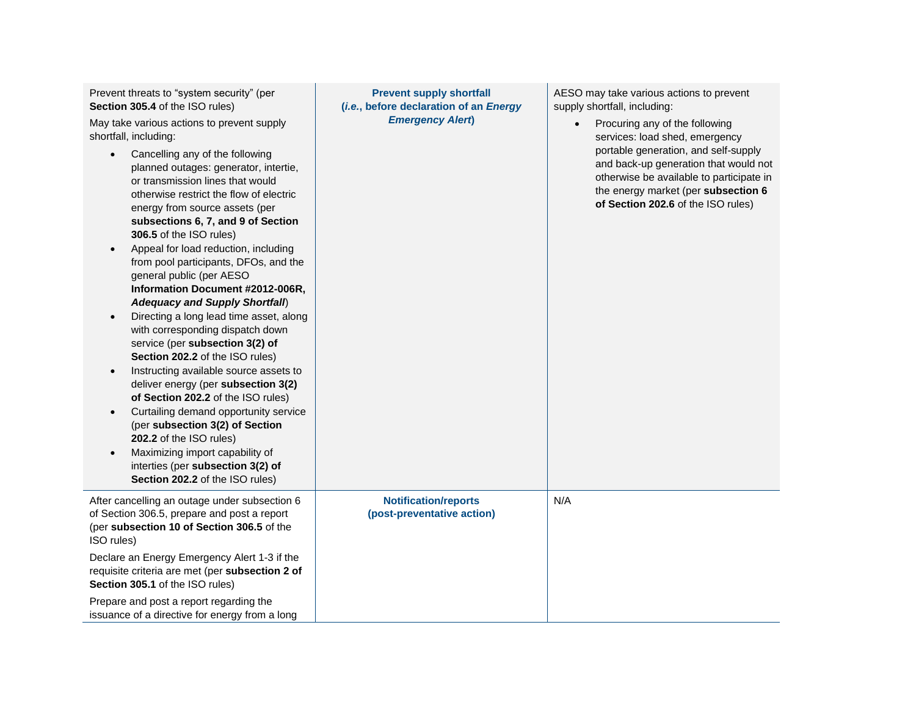| | | |
|---|---|---|
| Prevent threats to "system security" (per **Section 305.4** of the ISO rules)<br><br>May take various actions to prevent supply shortfall, including:<br>• Cancelling any of the following planned outages: generator, intertie, or transmission lines that would otherwise restrict the flow of electric energy from source assets (per **subsections 6, 7, and 9 of Section 306.5** of the ISO rules)<br>• Appeal for load reduction, including from pool participants, DFOs, and the general public (per AESO **Information Document #2012-006R, *Adequacy and Supply Shortfall***)<br>• Directing a long lead time asset, along with corresponding dispatch down service (per **subsection 3(2) of Section 202.2** of the ISO rules)<br>• Instructing available source assets to deliver energy (per **subsection 3(2) of Section 202.2** of the ISO rules)<br>• Curtailing demand opportunity service (per **subsection 3(2) of Section 202.2** of the ISO rules)<br>• Maximizing import capability of interties (per **subsection 3(2) of Section 202.2** of the ISO rules) | **Prevent supply shortfall (*i.e.*, before declaration of an *Energy Emergency Alert*)** | AESO may take various actions to prevent supply shortfall, including:<br>• Procuring any of the following services: load shed, emergency portable generation, and self-supply and back-up generation that would not otherwise be available to participate in the energy market (per **subsection 6 of Section 202.6** of the ISO rules) |
| After cancelling an outage under subsection 6 of Section 306.5, prepare and post a report (per **subsection 10 of Section 306.5** of the ISO rules)<br><br>Declare an Energy Emergency Alert 1-3 if the requisite criteria are met (per **subsection 2 of Section 305.1** of the ISO rules)<br><br>Prepare and post a report regarding the issuance of a directive for energy from a long | **Notification/reports (post-preventative action)** | N/A |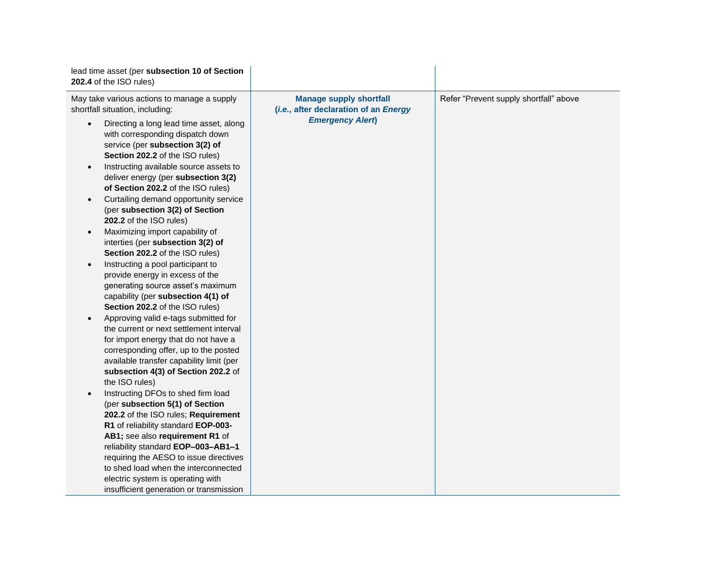| | | |
|---|---|---|
| lead time asset (per **subsection 10 of Section 202.4** of the ISO rules) | | |
| May take various actions to manage a supply shortfall situation, including:<br>• Directing a long lead time asset, along with corresponding dispatch down service (per **subsection 3(2) of Section 202.2** of the ISO rules)<br>• Instructing available source assets to deliver energy (per **subsection 3(2) of Section 202.2** of the ISO rules)<br>• Curtailing demand opportunity service (per **subsection 3(2) of Section 202.2** of the ISO rules)<br>• Maximizing import capability of interties (per **subsection 3(2) of Section 202.2** of the ISO rules)<br>• Instructing a pool participant to provide energy in excess of the generating source asset's maximum capability (per **subsection 4(1) of Section 202.2** of the ISO rules)<br>• Approving valid e-tags submitted for the current or next settlement interval for import energy that do not have a corresponding offer, up to the posted available transfer capability limit (per **subsection 4(3) of Section 202.2** of the ISO rules)<br>• Instructing DFOs to shed firm load (per **subsection 5(1) of Section 202.2** of the ISO rules; **Requirement R1** of reliability standard **EOP-003-AB1;** see also **requirement R1** of reliability standard **EOP–003–AB1–1** requiring the AESO to issue directives to shed load when the interconnected electric system is operating with insufficient generation or transmission | **Manage supply shortfall (*i.e.*, after declaration of an *Energy Emergency Alert*)** | Refer "Prevent supply shortfall" above |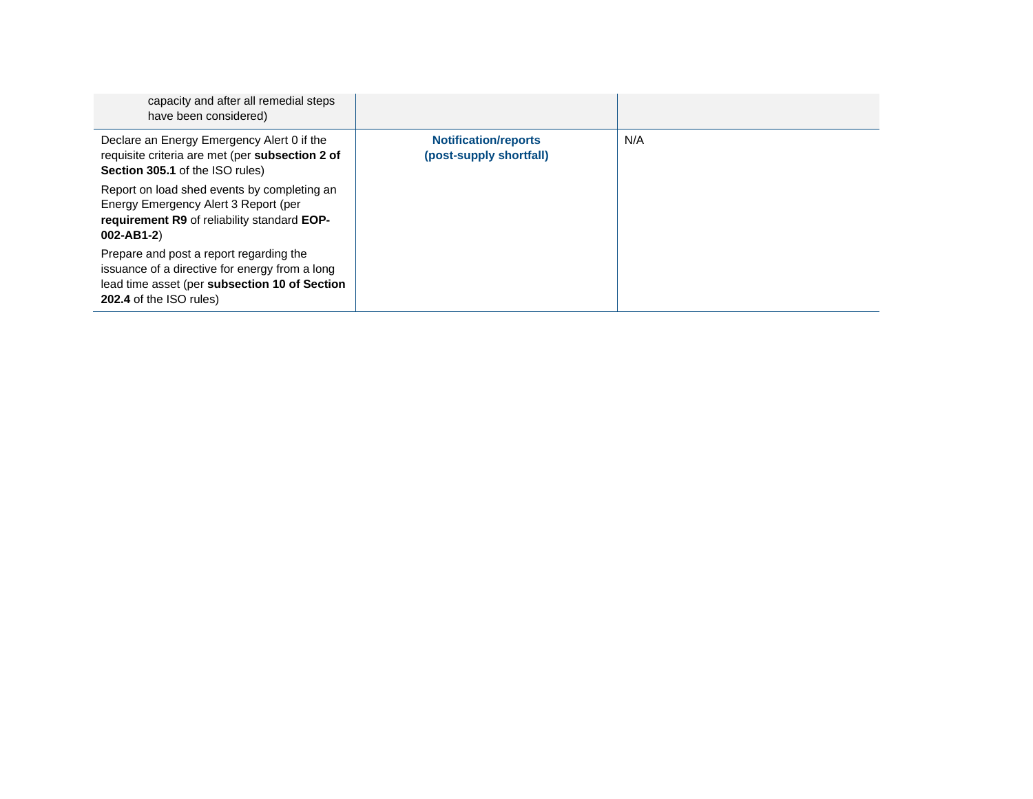| | | |
|---|---|---|
| capacity and after all remedial steps have been considered) | | |
| Declare an Energy Emergency Alert 0 if the requisite criteria are met (per **subsection 2 of Section 305.1** of the ISO rules)<br><br>Report on load shed events by completing an Energy Emergency Alert 3 Report (per **requirement R9** of reliability standard **EOP-002-AB1-2**)<br><br>Prepare and post a report regarding the issuance of a directive for energy from a long lead time asset (per **subsection 10 of Section 202.4** of the ISO rules) | **Notification/reports (post-supply shortfall)** | N/A |